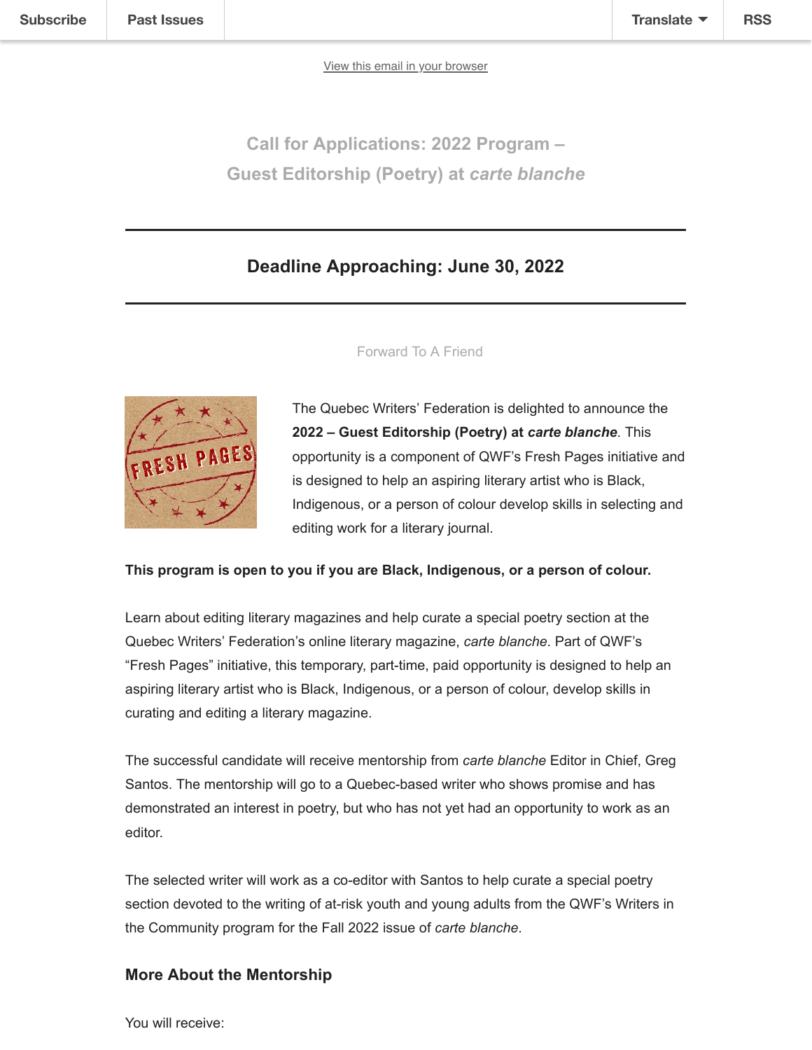Subscribe | Past Issues | Translate | RSS

View this email in your browser

## Call for Applications: 2022 Program – Guest Editorship (Poetry) at *carte blanche*

---

### Deadline Approaching: June 30, 2022

---

Forward To A Friend

The Quebec Writers' Federation is delighted to announce the **2022 – Guest Editorship (Poetry) at *carte blanche***. This opportunity is a component of QWF's Fresh Pages initiative and is designed to help an aspiring literary artist who is Black, Indigenous, or a person of colour develop skills in selecting and editing work for a literary journal.

**This program is open to you if you are Black, Indigenous, or a person of colour.**

Learn about editing literary magazines and help curate a special poetry section at the Quebec Writers' Federation's online literary magazine, *carte blanche*. Part of QWF's "Fresh Pages" initiative, this temporary, part-time, paid opportunity is designed to help an aspiring literary artist who is Black, Indigenous, or a person of colour, develop skills in curating and editing a literary magazine.

The successful candidate will receive mentorship from *carte blanche* Editor in Chief, Greg Santos. The mentorship will go to a Quebec-based writer who shows promise and has demonstrated an interest in poetry, but who has not yet had an opportunity to work as an editor.

The selected writer will work as a co-editor with Santos to help curate a special poetry section devoted to the writing of at-risk youth and young adults from the QWF's Writers in the Community program for the Fall 2022 issue of *carte blanche*.

### More About the Mentorship

You will receive: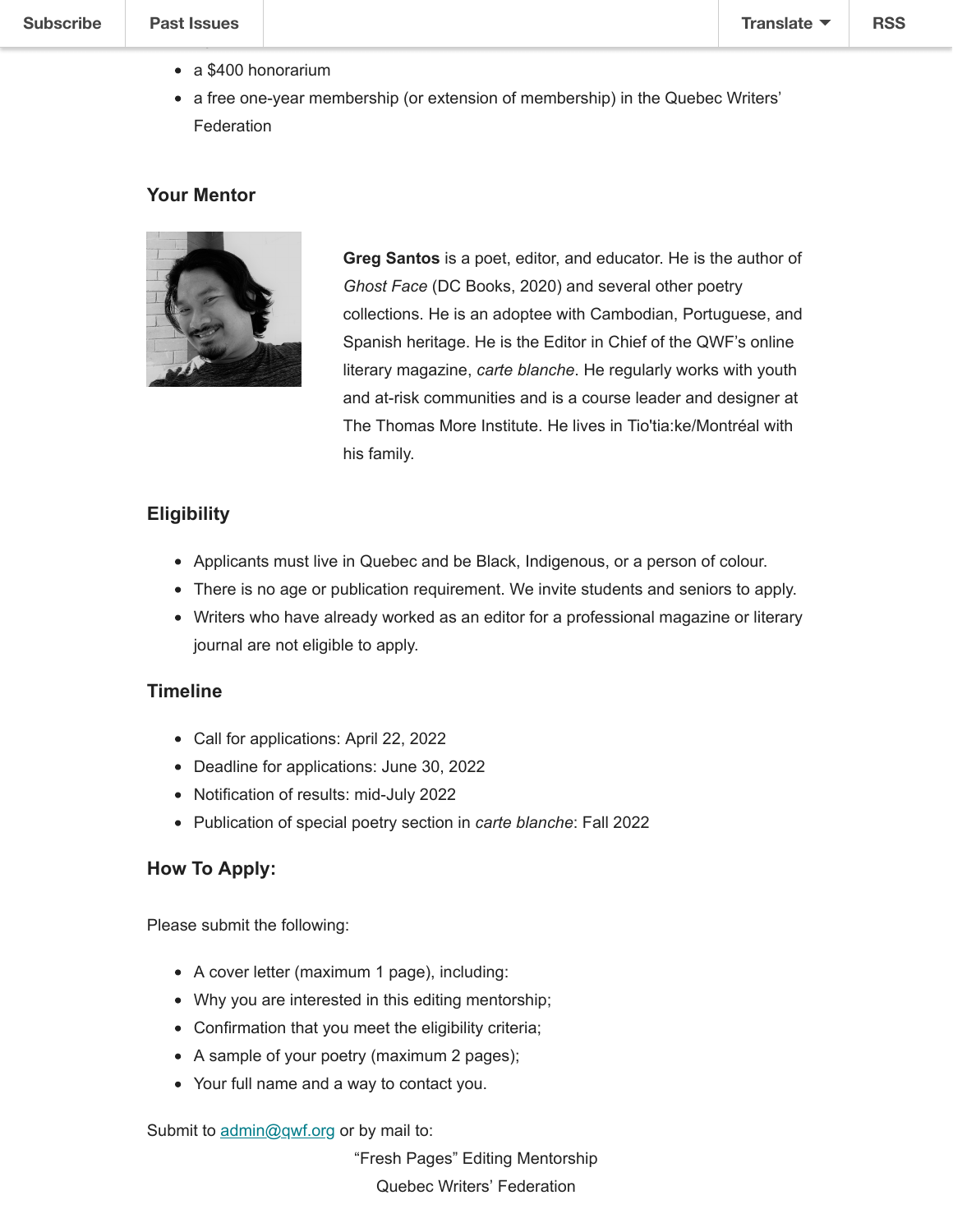- a $400 honorarium
- a free one-year membership (or extension of membership) in the Quebec Writers' Federation

### Your Mentor

**Greg Santos** is a poet, editor, and educator. He is the author of *Ghost Face* (DC Books, 2020) and several other poetry collections. He is an adoptee with Cambodian, Portuguese, and Spanish heritage. He is the Editor in Chief of the QWF's online literary magazine, *carte blanche*. He regularly works with youth and at-risk communities and is a course leader and designer at The Thomas More Institute. He lives in Tio'tia:ke/Montréal with his family.

### Eligibility

- Applicants must live in Quebec and be Black, Indigenous, or a person of colour.
- There is no age or publication requirement. We invite students and seniors to apply.
- Writers who have already worked as an editor for a professional magazine or literary journal are not eligible to apply.

### Timeline

- Call for applications: April 22, 2022
- Deadline for applications: June 30, 2022
- Notification of results: mid-July 2022
- Publication of special poetry section in *carte blanche*: Fall 2022

### How To Apply:

Please submit the following:

- A cover letter (maximum 1 page), including:
- Why you are interested in this editing mentorship;
- Confirmation that you meet the eligibility criteria;
- A sample of your poetry (maximum 2 pages);
- Your full name and a way to contact you.

Submit to admin@qwf.org or by mail to:

"Fresh Pages" Editing Mentorship
Quebec Writers' Federation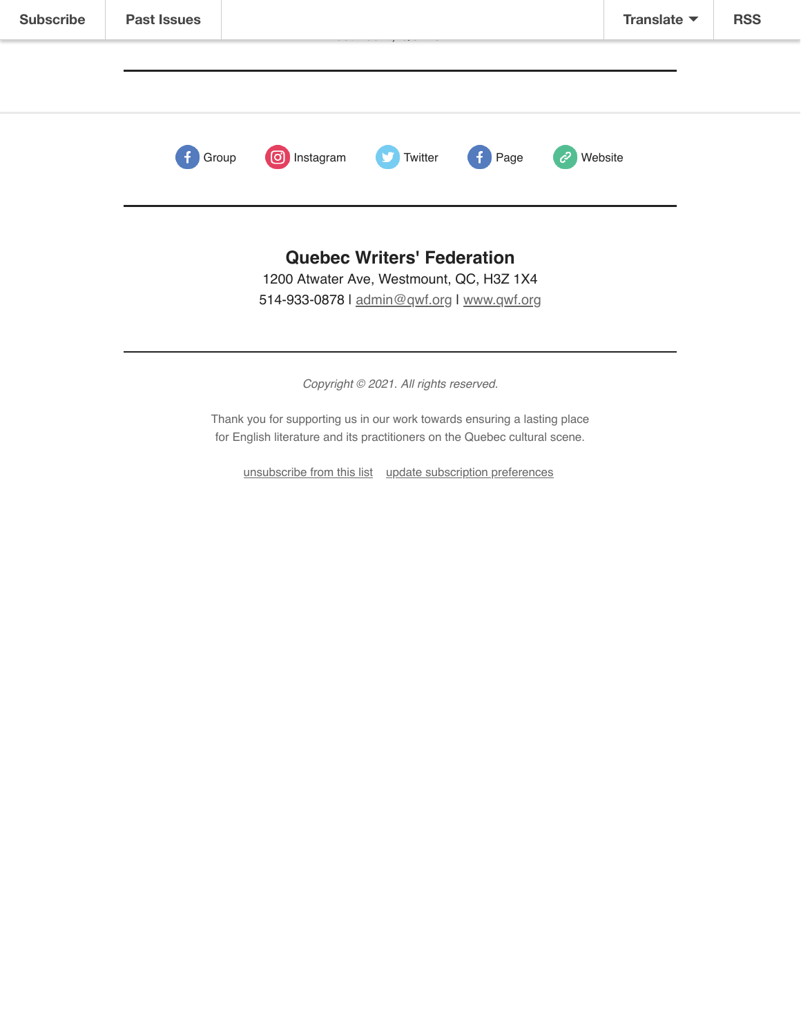Subscribe | Past Issues | Translate | RSS

Group | Instagram | Twitter | Page | Website

**Quebec Writers' Federation**

1200 Atwater Ave, Westmount, QC, H3Z 1X4

514-933-0878 | admin@qwf.org | www.qwf.org

*Copyright © 2021. All rights reserved.*

Thank you for supporting us in our work towards ensuring a lasting place for English literature and its practitioners on the Quebec cultural scene.

unsubscribe from this list    update subscription preferences